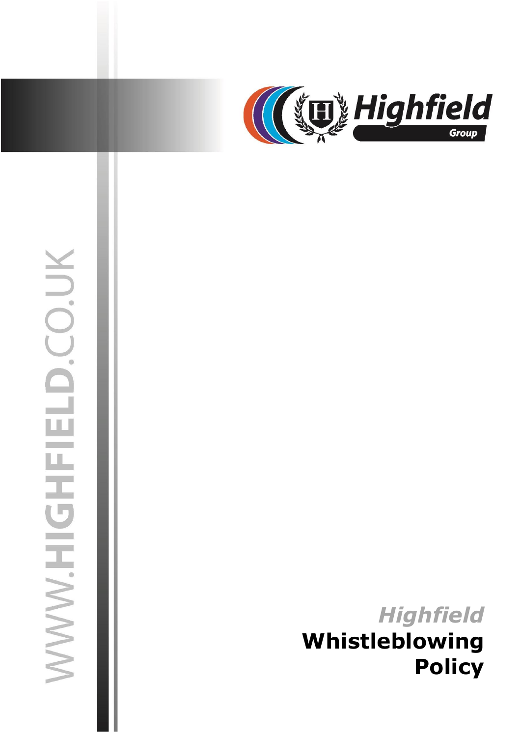WWW.HIGHFIELD.CO.UK

Highfield Group

# *Highfield* Whistleblowing Policy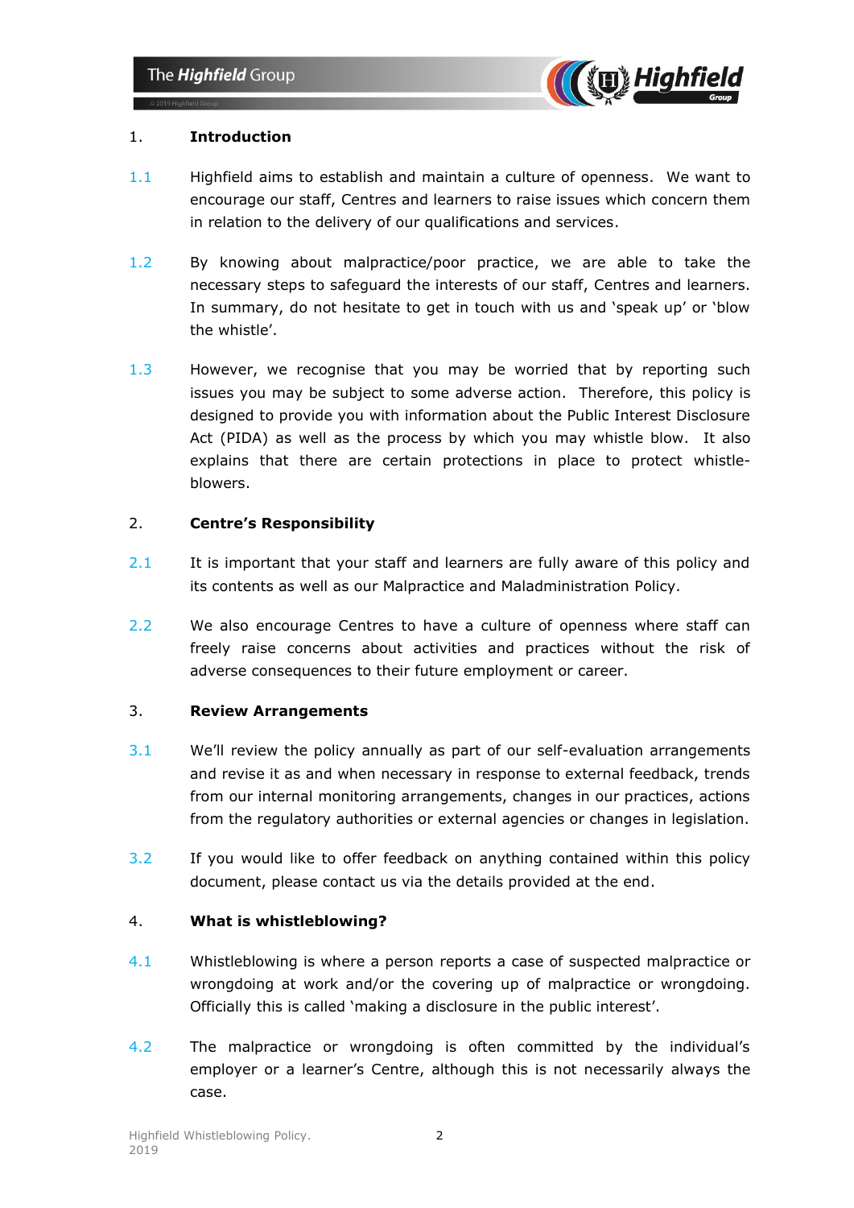## 1. Introduction

1.1 Highfield aims to establish and maintain a culture of openness. We want to encourage our staff, Centres and learners to raise issues which concern them in relation to the delivery of our qualifications and services.

1.2 By knowing about malpractice/poor practice, we are able to take the necessary steps to safeguard the interests of our staff, Centres and learners. In summary, do not hesitate to get in touch with us and 'speak up' or 'blow the whistle'.

1.3 However, we recognise that you may be worried that by reporting such issues you may be subject to some adverse action. Therefore, this policy is designed to provide you with information about the Public Interest Disclosure Act (PIDA) as well as the process by which you may whistle blow. It also explains that there are certain protections in place to protect whistle-blowers.

## 2. Centre's Responsibility

2.1 It is important that your staff and learners are fully aware of this policy and its contents as well as our Malpractice and Maladministration Policy.

2.2 We also encourage Centres to have a culture of openness where staff can freely raise concerns about activities and practices without the risk of adverse consequences to their future employment or career.

## 3. Review Arrangements

3.1 We'll review the policy annually as part of our self-evaluation arrangements and revise it as and when necessary in response to external feedback, trends from our internal monitoring arrangements, changes in our practices, actions from the regulatory authorities or external agencies or changes in legislation.

3.2 If you would like to offer feedback on anything contained within this policy document, please contact us via the details provided at the end.

## 4. What is whistleblowing?

4.1 Whistleblowing is where a person reports a case of suspected malpractice or wrongdoing at work and/or the covering up of malpractice or wrongdoing. Officially this is called 'making a disclosure in the public interest'.

4.2 The malpractice or wrongdoing is often committed by the individual's employer or a learner's Centre, although this is not necessarily always the case.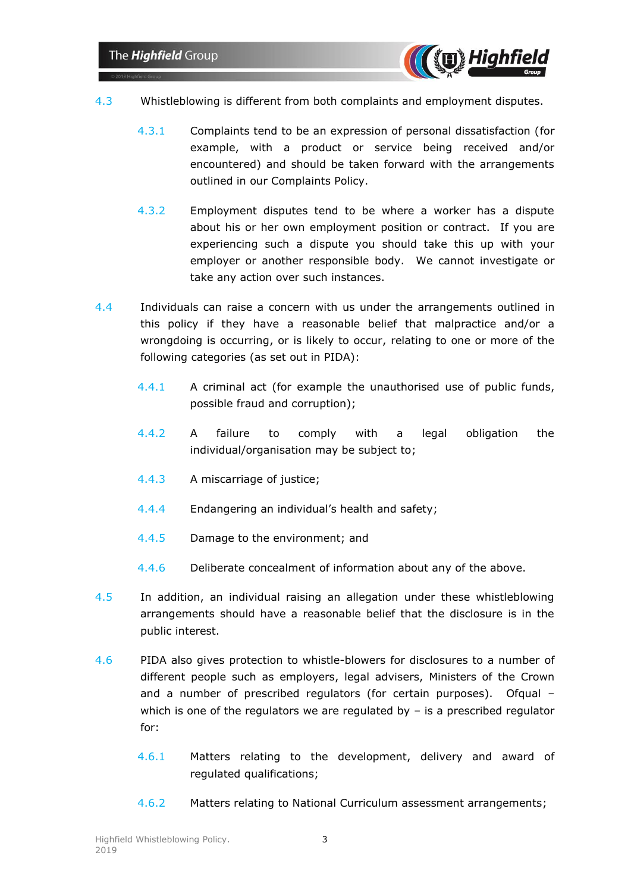4.3 Whistleblowing is different from both complaints and employment disputes.

4.3.1 Complaints tend to be an expression of personal dissatisfaction (for example, with a product or service being received and/or encountered) and should be taken forward with the arrangements outlined in our Complaints Policy.

4.3.2 Employment disputes tend to be where a worker has a dispute about his or her own employment position or contract. If you are experiencing such a dispute you should take this up with your employer or another responsible body. We cannot investigate or take any action over such instances.

4.4 Individuals can raise a concern with us under the arrangements outlined in this policy if they have a reasonable belief that malpractice and/or a wrongdoing is occurring, or is likely to occur, relating to one or more of the following categories (as set out in PIDA):

4.4.1 A criminal act (for example the unauthorised use of public funds, possible fraud and corruption);

4.4.2 A failure to comply with a legal obligation the individual/organisation may be subject to;

4.4.3 A miscarriage of justice;

4.4.4 Endangering an individual's health and safety;

4.4.5 Damage to the environment; and

4.4.6 Deliberate concealment of information about any of the above.

4.5 In addition, an individual raising an allegation under these whistleblowing arrangements should have a reasonable belief that the disclosure is in the public interest.

4.6 PIDA also gives protection to whistle-blowers for disclosures to a number of different people such as employers, legal advisers, Ministers of the Crown and a number of prescribed regulators (for certain purposes). Ofqual – which is one of the regulators we are regulated by – is a prescribed regulator for:

4.6.1 Matters relating to the development, delivery and award of regulated qualifications;

4.6.2 Matters relating to National Curriculum assessment arrangements;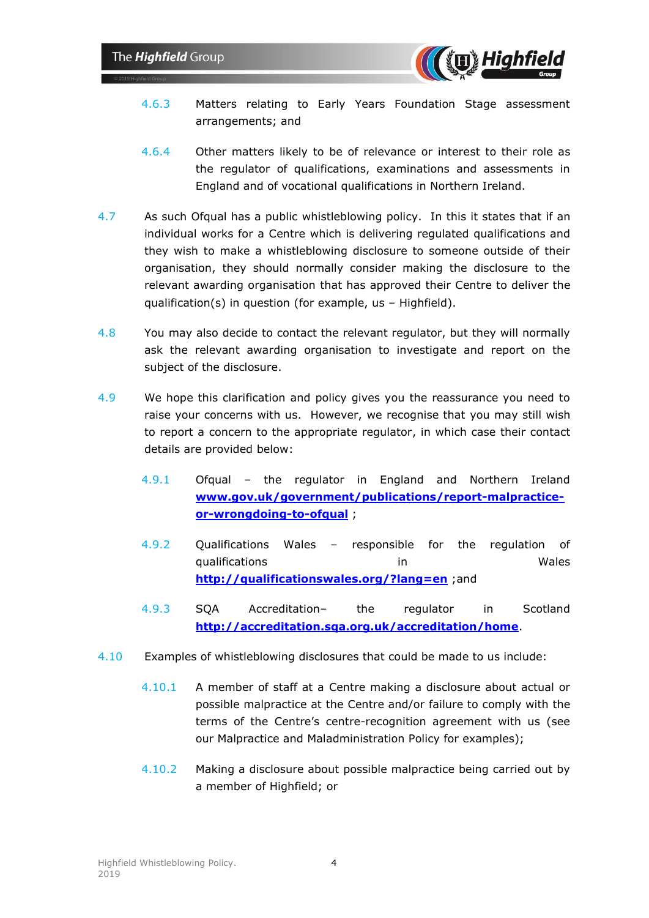4.6.3 Matters relating to Early Years Foundation Stage assessment arrangements; and

4.6.4 Other matters likely to be of relevance or interest to their role as the regulator of qualifications, examinations and assessments in England and of vocational qualifications in Northern Ireland.

4.7 As such Ofqual has a public whistleblowing policy. In this it states that if an individual works for a Centre which is delivering regulated qualifications and they wish to make a whistleblowing disclosure to someone outside of their organisation, they should normally consider making the disclosure to the relevant awarding organisation that has approved their Centre to deliver the qualification(s) in question (for example, us – Highfield).

4.8 You may also decide to contact the relevant regulator, but they will normally ask the relevant awarding organisation to investigate and report on the subject of the disclosure.

4.9 We hope this clarification and policy gives you the reassurance you need to raise your concerns with us. However, we recognise that you may still wish to report a concern to the appropriate regulator, in which case their contact details are provided below:

4.9.1 Ofqual – the regulator in England and Northern Ireland **www.gov.uk/government/publications/report-malpractice-or-wrongdoing-to-ofqual** ;

4.9.2 Qualifications Wales – responsible for the regulation of qualifications in Wales **http://qualificationswales.org/?lang=en** ;and

4.9.3 SQA Accreditation– the regulator in Scotland **http://accreditation.sqa.org.uk/accreditation/home**.

4.10 Examples of whistleblowing disclosures that could be made to us include:

4.10.1 A member of staff at a Centre making a disclosure about actual or possible malpractice at the Centre and/or failure to comply with the terms of the Centre's centre-recognition agreement with us (see our Malpractice and Maladministration Policy for examples);

4.10.2 Making a disclosure about possible malpractice being carried out by a member of Highfield; or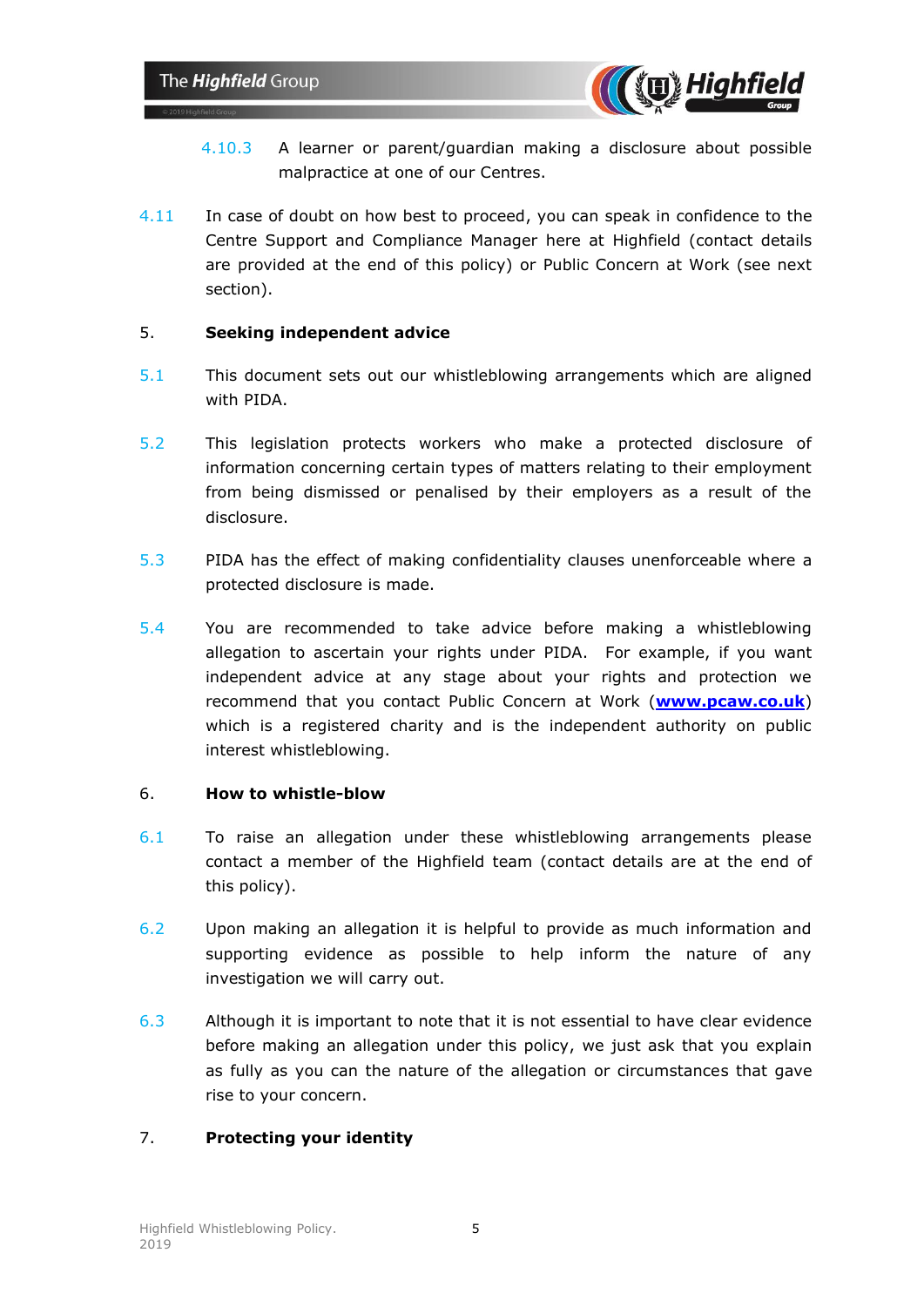4.10.3 A learner or parent/guardian making a disclosure about possible malpractice at one of our Centres.

4.11 In case of doubt on how best to proceed, you can speak in confidence to the Centre Support and Compliance Manager here at Highfield (contact details are provided at the end of this policy) or Public Concern at Work (see next section).

## 5. Seeking independent advice

5.1 This document sets out our whistleblowing arrangements which are aligned with PIDA.

5.2 This legislation protects workers who make a protected disclosure of information concerning certain types of matters relating to their employment from being dismissed or penalised by their employers as a result of the disclosure.

5.3 PIDA has the effect of making confidentiality clauses unenforceable where a protected disclosure is made.

5.4 You are recommended to take advice before making a whistleblowing allegation to ascertain your rights under PIDA. For example, if you want independent advice at any stage about your rights and protection we recommend that you contact Public Concern at Work (**www.pcaw.co.uk**) which is a registered charity and is the independent authority on public interest whistleblowing.

## 6. How to whistle-blow

6.1 To raise an allegation under these whistleblowing arrangements please contact a member of the Highfield team (contact details are at the end of this policy).

6.2 Upon making an allegation it is helpful to provide as much information and supporting evidence as possible to help inform the nature of any investigation we will carry out.

6.3 Although it is important to note that it is not essential to have clear evidence before making an allegation under this policy, we just ask that you explain as fully as you can the nature of the allegation or circumstances that gave rise to your concern.

## 7. Protecting your identity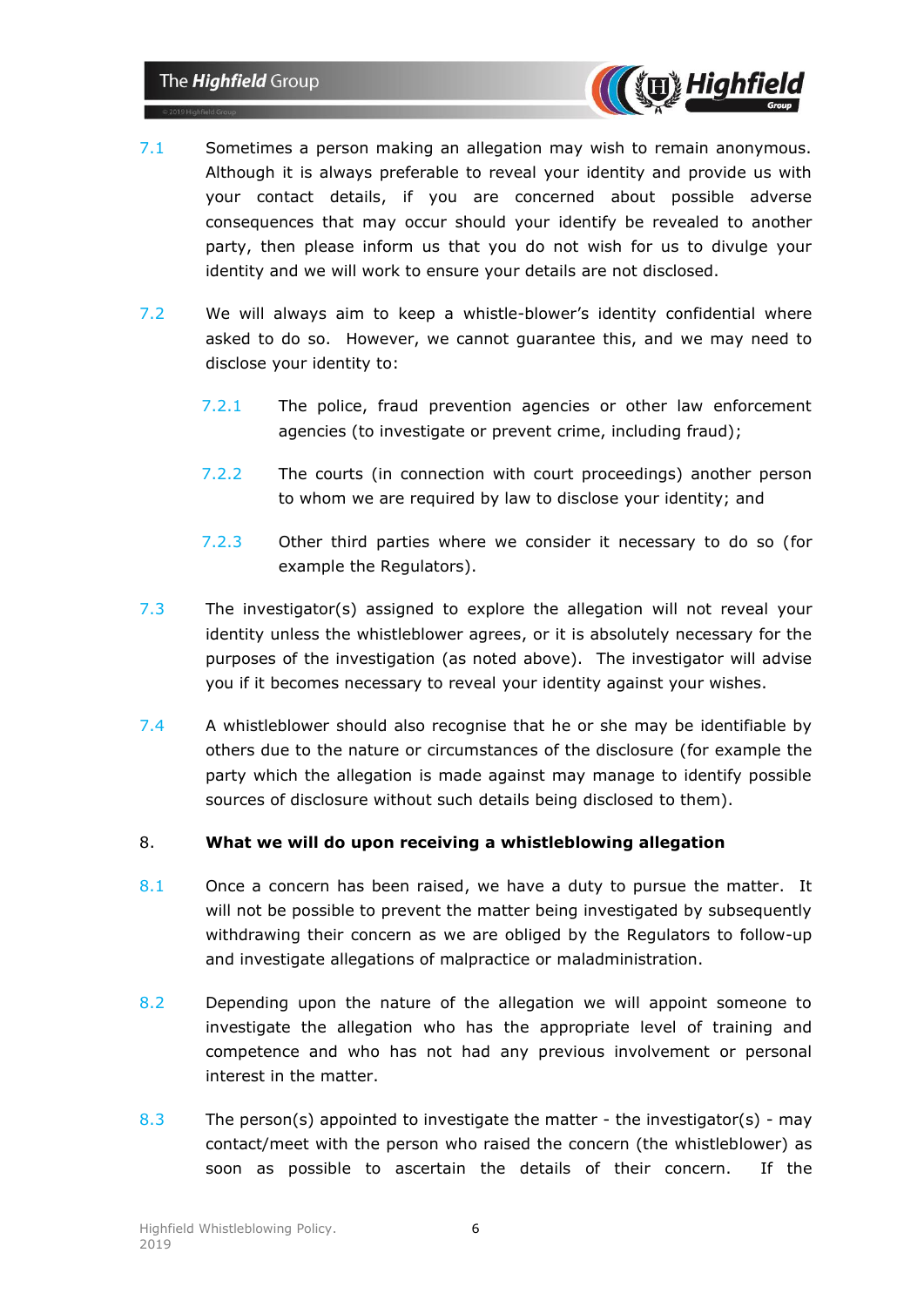7.1 Sometimes a person making an allegation may wish to remain anonymous. Although it is always preferable to reveal your identity and provide us with your contact details, if you are concerned about possible adverse consequences that may occur should your identify be revealed to another party, then please inform us that you do not wish for us to divulge your identity and we will work to ensure your details are not disclosed.

7.2 We will always aim to keep a whistle-blower's identity confidential where asked to do so. However, we cannot guarantee this, and we may need to disclose your identity to:

7.2.1 The police, fraud prevention agencies or other law enforcement agencies (to investigate or prevent crime, including fraud);

7.2.2 The courts (in connection with court proceedings) another person to whom we are required by law to disclose your identity; and

7.2.3 Other third parties where we consider it necessary to do so (for example the Regulators).

7.3 The investigator(s) assigned to explore the allegation will not reveal your identity unless the whistleblower agrees, or it is absolutely necessary for the purposes of the investigation (as noted above). The investigator will advise you if it becomes necessary to reveal your identity against your wishes.

7.4 A whistleblower should also recognise that he or she may be identifiable by others due to the nature or circumstances of the disclosure (for example the party which the allegation is made against may manage to identify possible sources of disclosure without such details being disclosed to them).

## 8. What we will do upon receiving a whistleblowing allegation

8.1 Once a concern has been raised, we have a duty to pursue the matter. It will not be possible to prevent the matter being investigated by subsequently withdrawing their concern as we are obliged by the Regulators to follow-up and investigate allegations of malpractice or maladministration.

8.2 Depending upon the nature of the allegation we will appoint someone to investigate the allegation who has the appropriate level of training and competence and who has not had any previous involvement or personal interest in the matter.

8.3 The person(s) appointed to investigate the matter - the investigator(s) - may contact/meet with the person who raised the concern (the whistleblower) as soon as possible to ascertain the details of their concern. If the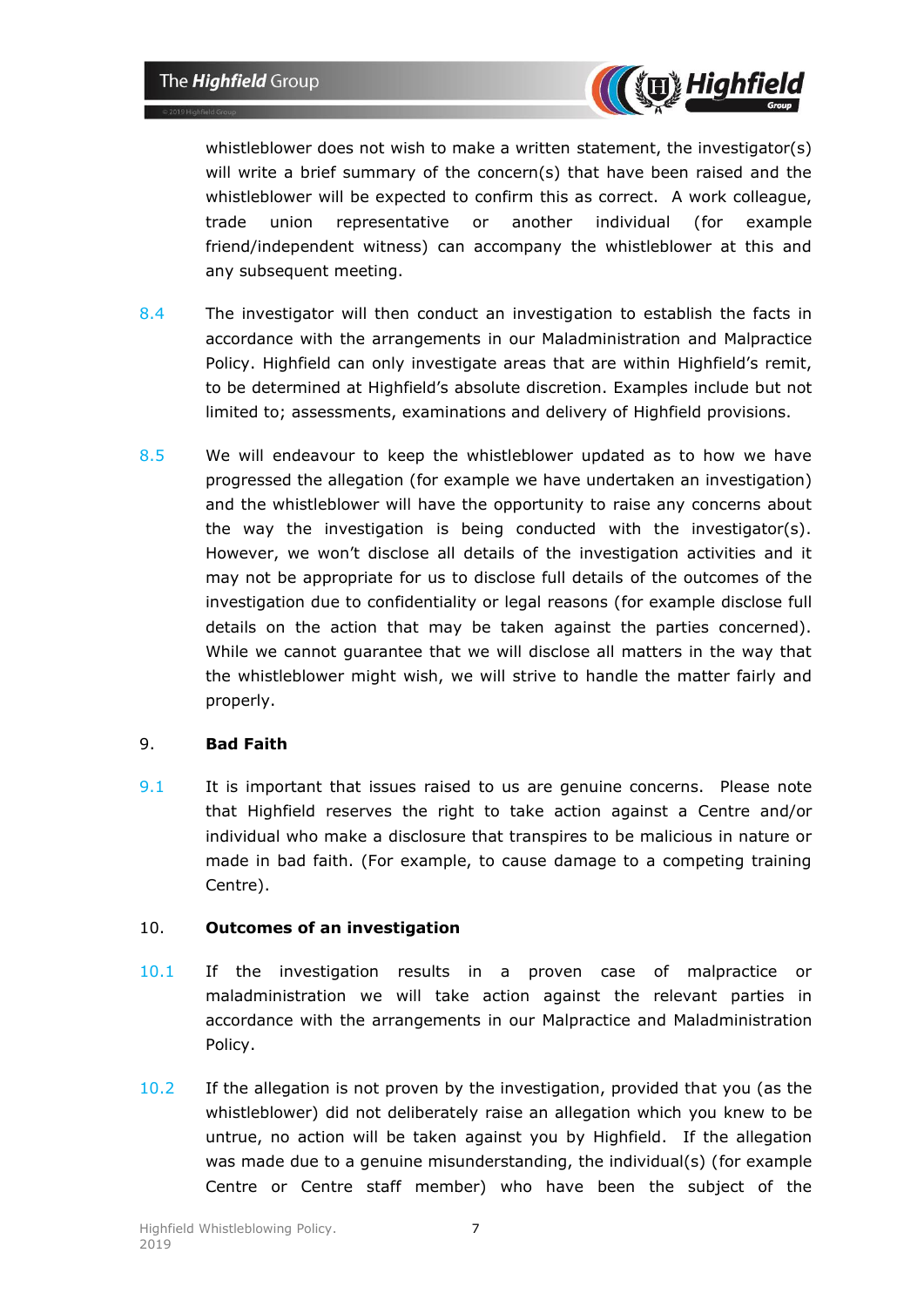whistleblower does not wish to make a written statement, the investigator(s) will write a brief summary of the concern(s) that have been raised and the whistleblower will be expected to confirm this as correct. A work colleague, trade union representative or another individual (for example friend/independent witness) can accompany the whistleblower at this and any subsequent meeting.

8.4 The investigator will then conduct an investigation to establish the facts in accordance with the arrangements in our Maladministration and Malpractice Policy. Highfield can only investigate areas that are within Highfield's remit, to be determined at Highfield's absolute discretion. Examples include but not limited to; assessments, examinations and delivery of Highfield provisions.

8.5 We will endeavour to keep the whistleblower updated as to how we have progressed the allegation (for example we have undertaken an investigation) and the whistleblower will have the opportunity to raise any concerns about the way the investigation is being conducted with the investigator(s). However, we won't disclose all details of the investigation activities and it may not be appropriate for us to disclose full details of the outcomes of the investigation due to confidentiality or legal reasons (for example disclose full details on the action that may be taken against the parties concerned). While we cannot guarantee that we will disclose all matters in the way that the whistleblower might wish, we will strive to handle the matter fairly and properly.

## 9. Bad Faith

9.1 It is important that issues raised to us are genuine concerns. Please note that Highfield reserves the right to take action against a Centre and/or individual who make a disclosure that transpires to be malicious in nature or made in bad faith. (For example, to cause damage to a competing training Centre).

## 10. Outcomes of an investigation

10.1 If the investigation results in a proven case of malpractice or maladministration we will take action against the relevant parties in accordance with the arrangements in our Malpractice and Maladministration Policy.

10.2 If the allegation is not proven by the investigation, provided that you (as the whistleblower) did not deliberately raise an allegation which you knew to be untrue, no action will be taken against you by Highfield. If the allegation was made due to a genuine misunderstanding, the individual(s) (for example Centre or Centre staff member) who have been the subject of the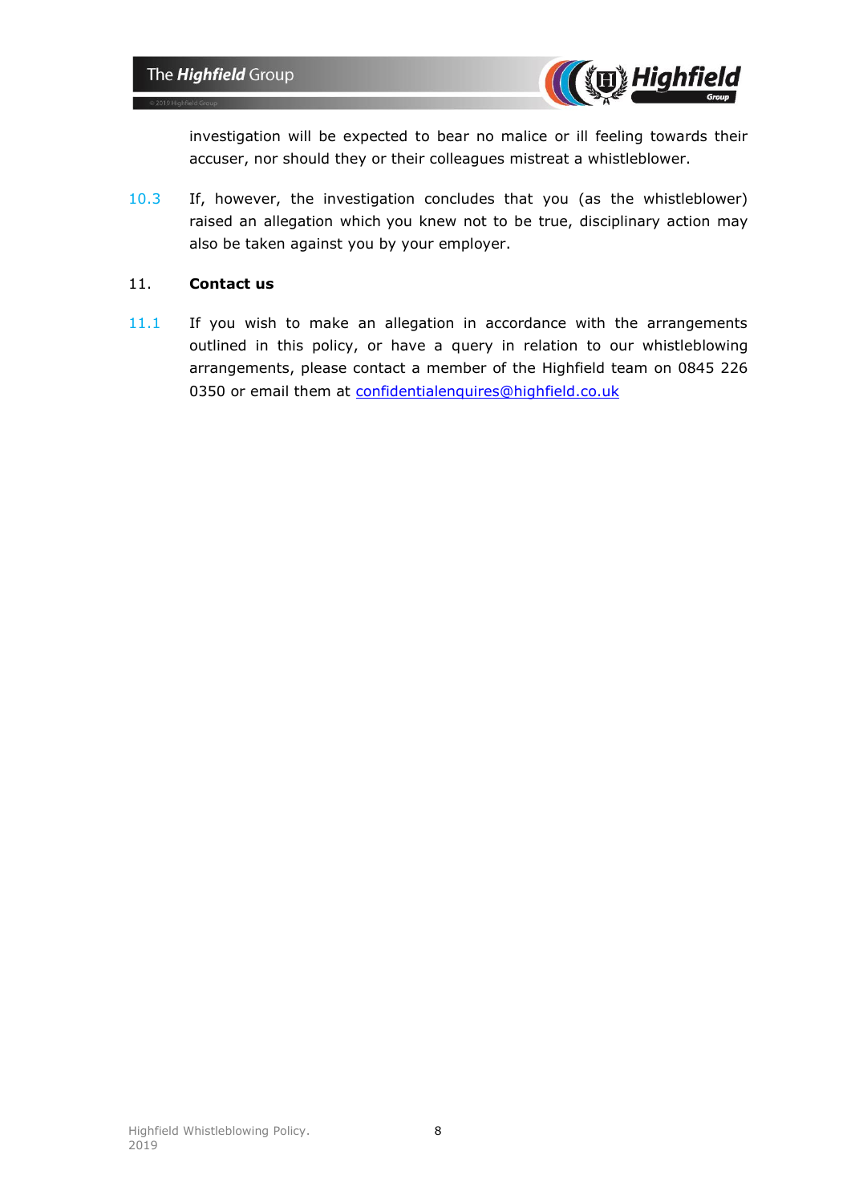investigation will be expected to bear no malice or ill feeling towards their accuser, nor should they or their colleagues mistreat a whistleblower.

10.3 If, however, the investigation concludes that you (as the whistleblower) raised an allegation which you knew not to be true, disciplinary action may also be taken against you by your employer.

## 11. Contact us

11.1 If you wish to make an allegation in accordance with the arrangements outlined in this policy, or have a query in relation to our whistleblowing arrangements, please contact a member of the Highfield team on 0845 226 0350 or email them at confidentialenquires@highfield.co.uk